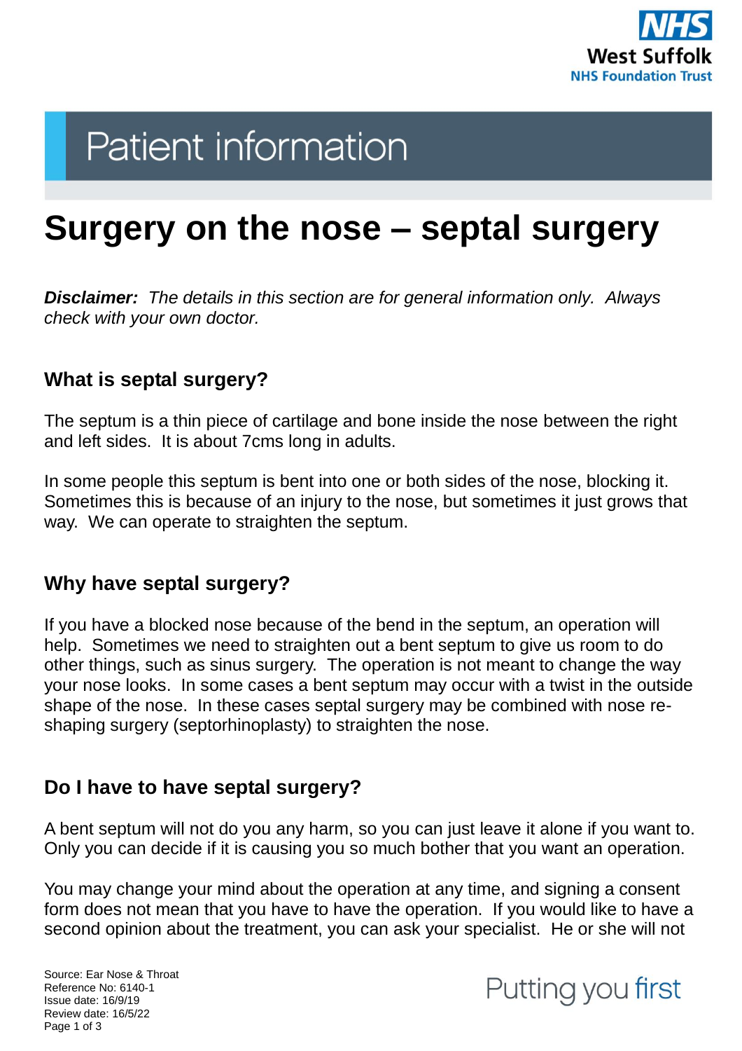Patient information

# Surgery on the nose – septal surgery

***Disclaimer:*** *The details in this section are for general information only. Always check with your own doctor.*

## What is septal surgery?

The septum is a thin piece of cartilage and bone inside the nose between the right and left sides. It is about 7cms long in adults.

In some people this septum is bent into one or both sides of the nose, blocking it. Sometimes this is because of an injury to the nose, but sometimes it just grows that way. We can operate to straighten the septum.

## Why have septal surgery?

If you have a blocked nose because of the bend in the septum, an operation will help. Sometimes we need to straighten out a bent septum to give us room to do other things, such as sinus surgery. The operation is not meant to change the way your nose looks. In some cases a bent septum may occur with a twist in the outside shape of the nose. In these cases septal surgery may be combined with nose re-shaping surgery (septorhinoplasty) to straighten the nose.

## Do I have to have septal surgery?

A bent septum will not do you any harm, so you can just leave it alone if you want to. Only you can decide if it is causing you so much bother that you want an operation.

You may change your mind about the operation at any time, and signing a consent form does not mean that you have to have the operation. If you would like to have a second opinion about the treatment, you can ask your specialist. He or she will not

Source: Ear Nose & Throat
Reference No: 6140-1
Issue date: 16/9/19
Review date: 16/5/22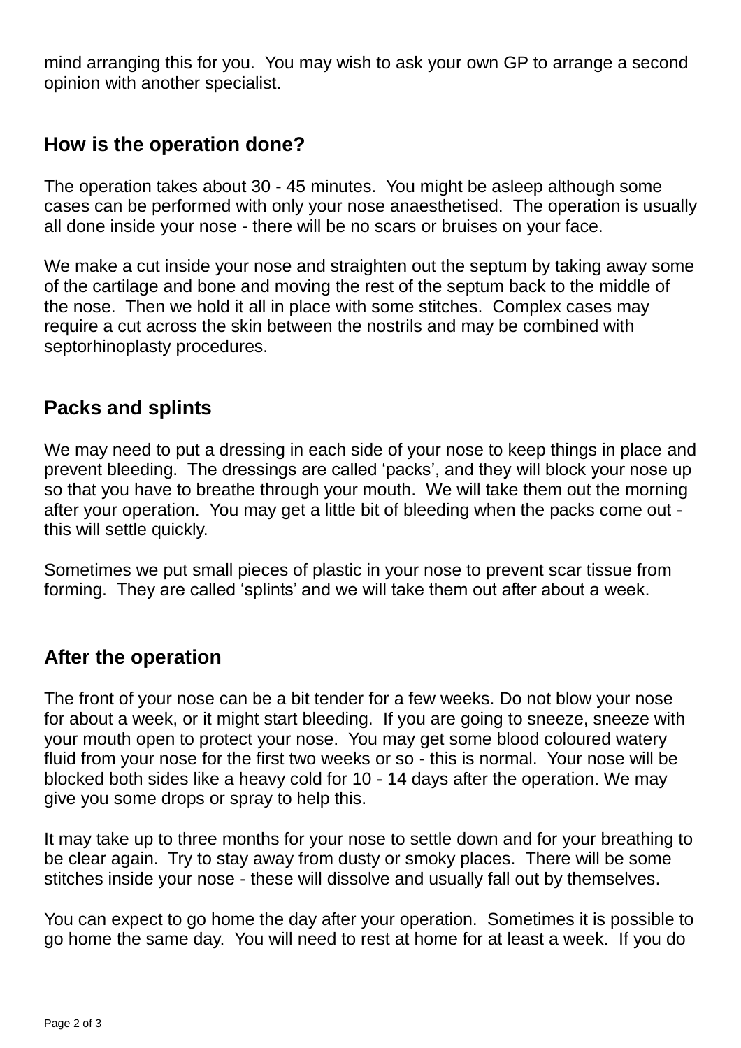mind arranging this for you.  You may wish to ask your own GP to arrange a second opinion with another specialist.

## How is the operation done?

The operation takes about 30 - 45 minutes.  You might be asleep although some cases can be performed with only your nose anaesthetised.  The operation is usually all done inside your nose - there will be no scars or bruises on your face.

We make a cut inside your nose and straighten out the septum by taking away some of the cartilage and bone and moving the rest of the septum back to the middle of the nose.  Then we hold it all in place with some stitches.  Complex cases may require a cut across the skin between the nostrils and may be combined with septorhinoplasty procedures.

## Packs and splints

We may need to put a dressing in each side of your nose to keep things in place and prevent bleeding.  The dressings are called 'packs', and they will block your nose up so that you have to breathe through your mouth.  We will take them out the morning after your operation.  You may get a little bit of bleeding when the packs come out - this will settle quickly.

Sometimes we put small pieces of plastic in your nose to prevent scar tissue from forming.  They are called 'splints' and we will take them out after about a week.

## After the operation

The front of your nose can be a bit tender for a few weeks. Do not blow your nose for about a week, or it might start bleeding.  If you are going to sneeze, sneeze with your mouth open to protect your nose.  You may get some blood coloured watery fluid from your nose for the first two weeks or so - this is normal.  Your nose will be blocked both sides like a heavy cold for 10 - 14 days after the operation. We may give you some drops or spray to help this.

It may take up to three months for your nose to settle down and for your breathing to be clear again.  Try to stay away from dusty or smoky places.  There will be some stitches inside your nose - these will dissolve and usually fall out by themselves.

You can expect to go home the day after your operation.  Sometimes it is possible to go home the same day.  You will need to rest at home for at least a week.  If you do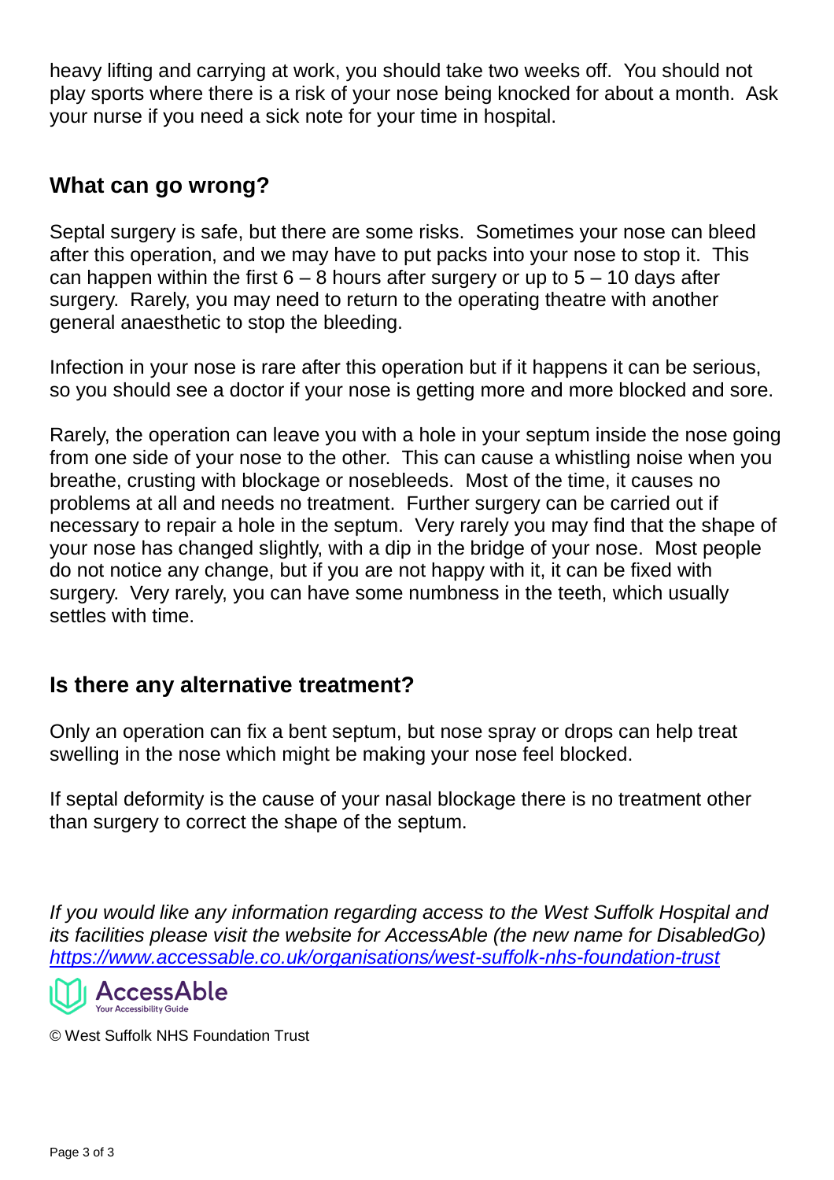heavy lifting and carrying at work, you should take two weeks off. You should not play sports where there is a risk of your nose being knocked for about a month. Ask your nurse if you need a sick note for your time in hospital.

## What can go wrong?

Septal surgery is safe, but there are some risks. Sometimes your nose can bleed after this operation, and we may have to put packs into your nose to stop it. This can happen within the first 6 – 8 hours after surgery or up to 5 – 10 days after surgery. Rarely, you may need to return to the operating theatre with another general anaesthetic to stop the bleeding.

Infection in your nose is rare after this operation but if it happens it can be serious, so you should see a doctor if your nose is getting more and more blocked and sore.

Rarely, the operation can leave you with a hole in your septum inside the nose going from one side of your nose to the other. This can cause a whistling noise when you breathe, crusting with blockage or nosebleeds. Most of the time, it causes no problems at all and needs no treatment. Further surgery can be carried out if necessary to repair a hole in the septum. Very rarely you may find that the shape of your nose has changed slightly, with a dip in the bridge of your nose. Most people do not notice any change, but if you are not happy with it, it can be fixed with surgery. Very rarely, you can have some numbness in the teeth, which usually settles with time.

## Is there any alternative treatment?

Only an operation can fix a bent septum, but nose spray or drops can help treat swelling in the nose which might be making your nose feel blocked.

If septal deformity is the cause of your nasal blockage there is no treatment other than surgery to correct the shape of the septum.

*If you would like any information regarding access to the West Suffolk Hospital and its facilities please visit the website for AccessAble (the new name for DisabledGo) [https://www.accessable.co.uk/organisations/west-suffolk-nhs-foundation-trust](https://www.accessable.co.uk/organisations/west-suffolk-nhs-foundation-trust)*

AccessAble
Your Accessibility Guide

© West Suffolk NHS Foundation Trust